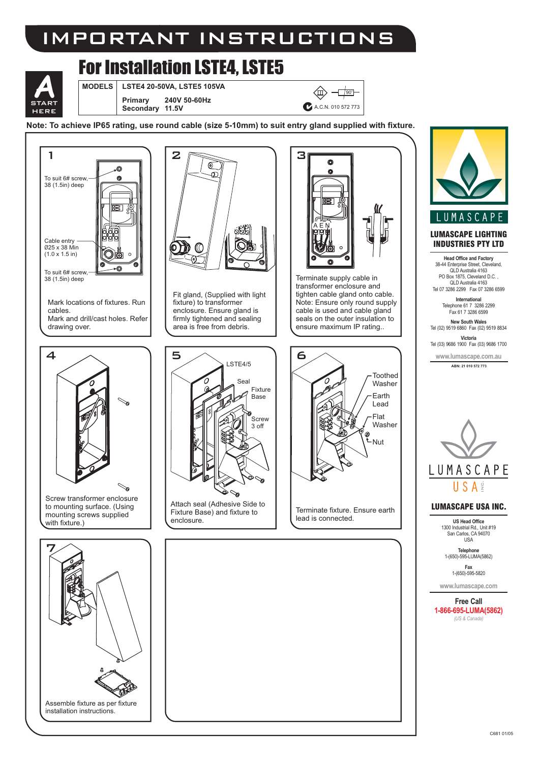# IMPORTANT INSTRUCTIONS

## For Installation LSTE4, LSTE5

**START HERE**

| MODELS | LSTE4 20-50VA, LSTE5 105VA |
|---|---|
| | Primary 240V 50-60Hz<br>Secondary 11.5V |

A.C.N. 010 572 773

**Note: To achieve IP65 rating, use round cable (size 5-10mm) to suit entry gland supplied with fixture.**

**1**

To suit 6# screw, 38 (1.5in) deep

Cable entry Ø25 x 38 Min (1.0 x 1.5 in)

To suit 6# screw, 38 (1.5in) deep

Mark locations of fixtures. Run cables.
Mark and drill/cast holes. Refer drawing over.

**2**

Fit gland, (Supplied with light fixture) to transformer enclosure. Ensure gland is firmly tightened and sealing area is free from debris.

**3**

A E N

Terminate supply cable in transformer enclosure and tighten cable gland onto cable. Note: Ensure only round supply cable is used and cable gland seals on the outer insulation to ensure maximum IP rating..

**4**

Screw transformer enclosure to mounting surface. (Using mounting screws supplied with fixture.)

**5**

LSTE4/5

Seal

Fixture Base

Screw 3 off

Attach seal (Adhesive Side to Fixture Base) and fixture to enclosure.

**6**

Toothed Washer

Earth Lead

Flat Washer

Nut

Terminate fixture. Ensure earth lead is connected.

**7**

Assemble fixture as per fixture installation instructions.

---

LUMASCAPE

**LUMASCAPE LIGHTING INDUSTRIES PTY LTD**

**Head Office and Factory**
38-44 Enterprise Street, Cleveland,
QLD Australia 4163
PO Box 1875, Cleveland D.C. ,
QLD Australia 4163
Tel 07 3286 2299 Fax 07 3286 6599

**International**
Telephone 61 7 3286 2299
Fax 61 7 3286 6599

**New South Wales**
Tel (02) 9519 6860 Fax (02) 9519 8834

**Victoria**
Tel (03) 9686 1900 Fax (03) 9686 1700

www.lumascape.com.au

ABN: 21 010 572 773

LUMASCAPE USA INC.

**LUMASCAPE USA INC.**

**US Head Office**
1300 Industrial Rd., Unit #19
San Carlos, CA 94070
USA

**Telephone**
1-(650)-595-LUMA(5862)

**Fax**
1-(650)-595-5820

www.lumascape.com

**Free Call**
**1-866-695-LUMA(5862)**
*(US & Canada)*

C681 01/05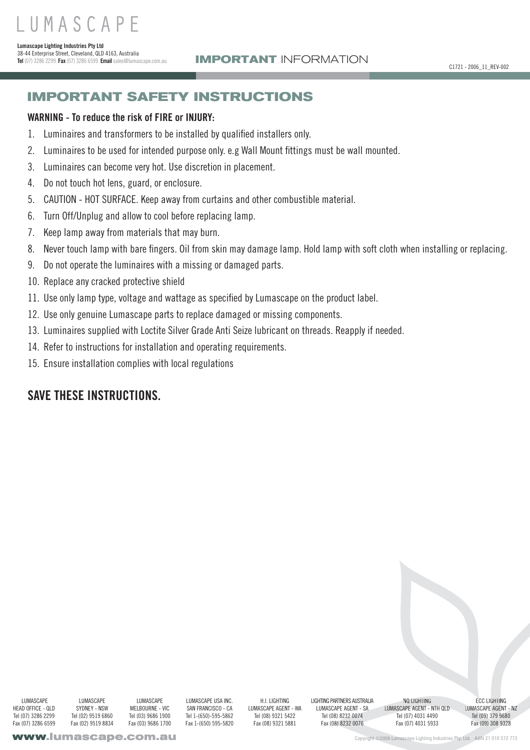# IMPORTANT SAFETY INSTRUCTIONS

**WARNING - To reduce the risk of FIRE or INJURY:**

1. Luminaires and transformers to be installed by qualified installers only.
2. Luminaires to be used for intended purpose only. e.g Wall Mount fittings must be wall mounted.
3. Luminaires can become very hot. Use discretion in placement.
4. Do not touch hot lens, guard, or enclosure.
5. CAUTION - HOT SURFACE. Keep away from curtains and other combustible material.
6. Turn Off/Unplug and allow to cool before replacing lamp.
7. Keep lamp away from materials that may burn.
8. Never touch lamp with bare fingers. Oil from skin may damage lamp. Hold lamp with soft cloth when installing or replacing.
9. Do not operate the luminaires with a missing or damaged parts.
10. Replace any cracked protective shield
11. Use only lamp type, voltage and wattage as specified by Lumascape on the product label.
12. Use only genuine Lumascape parts to replace damaged or missing components.
13. Luminaires supplied with Loctite Silver Grade Anti Seize lubricant on threads. Reapply if needed.
14. Refer to instructions for installation and operating requirements.
15. Ensure installation complies with local regulations

## SAVE THESE INSTRUCTIONS.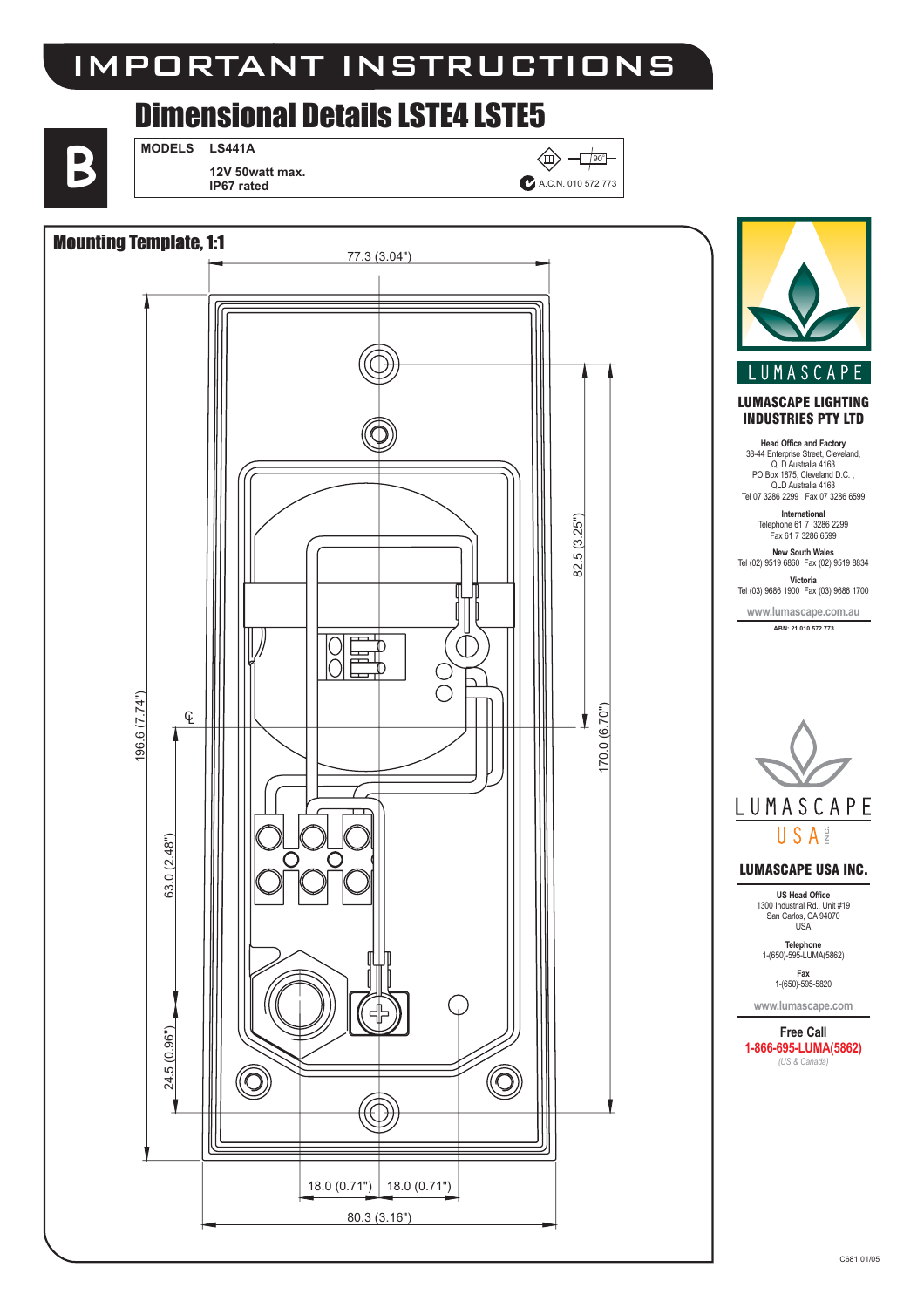# IMPORTANT INSTRUCTIONS

## Dimensional Details LSTE4 LSTE5

B

| MODELS | LS441A |
|---|---|
| | 12V 50watt max. IP67 rated |

90°

A.C.N. 010 572 773

### Mounting Template, 1:1

77.3 (3.04")

196.6 (7.74")

82.5 (3.25")

170.0 (6.70")

℄

63.0 (2.48")

24.5 (0.96")

18.0 (0.71")

18.0 (0.71")

80.3 (3.16")

LUMASCAPE

**LUMASCAPE LIGHTING INDUSTRIES PTY LTD**

**Head Office and Factory**
38-44 Enterprise Street, Cleveland, QLD Australia 4163
PO Box 1875, Cleveland D.C. , QLD Australia 4163
Tel 07 3286 2299 Fax 07 3286 6599

**International**
Telephone 61 7 3286 2299
Fax 61 7 3286 6599

**New South Wales**
Tel (02) 9519 6860 Fax (02) 9519 8834

**Victoria**
Tel (03) 9686 1900 Fax (03) 9686 1700

www.lumascape.com.au

ABN: 21 010 572 773

LUMASCAPE USA INC.

**LUMASCAPE USA INC.**

**US Head Office**
1300 Industrial Rd., Unit #19
San Carlos, CA 94070
USA

**Telephone**
1-(650)-595-LUMA(5862)

**Fax**
1-(650)-595-5820

www.lumascape.com

**Free Call**
**1-866-695-LUMA(5862)**
*(US & Canada)*

C681 01/05